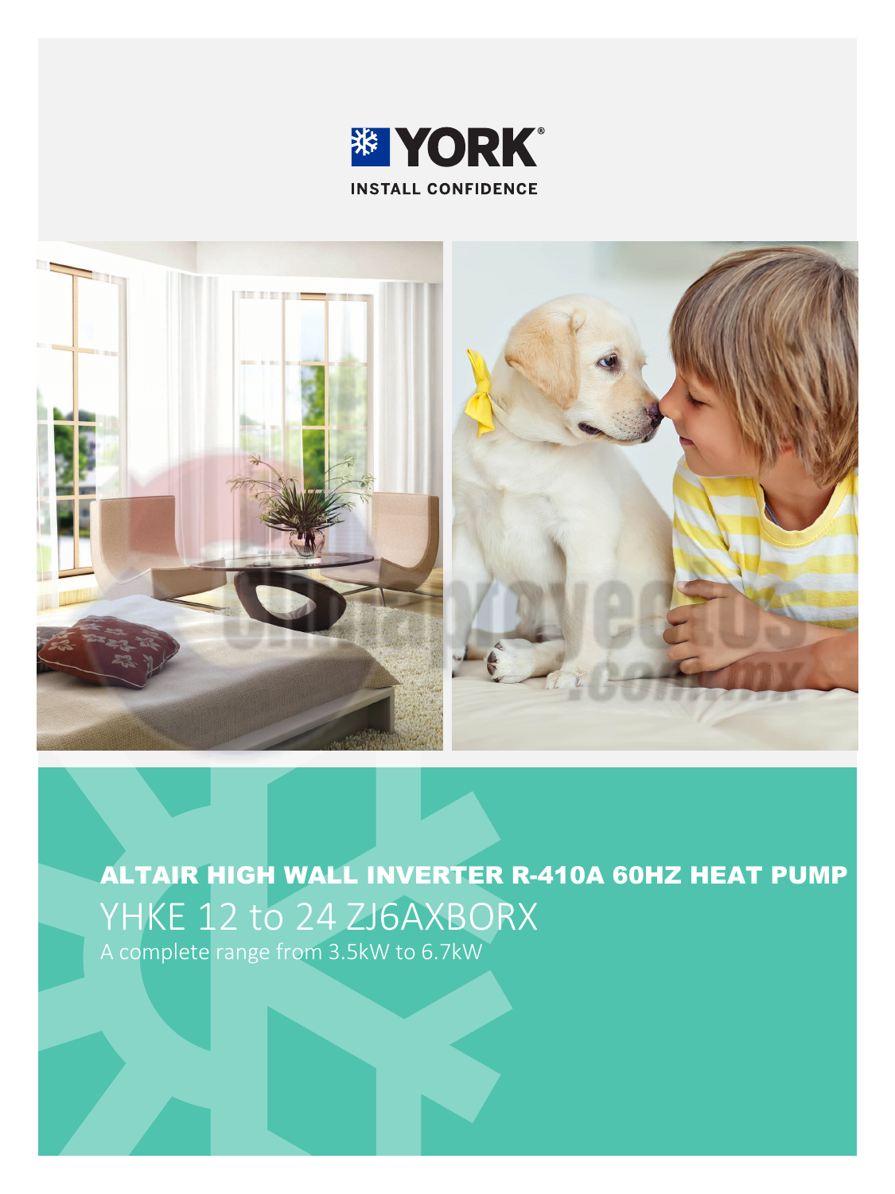YORK

INSTALL CONFIDENCE

# ALTAIR HIGH WALL INVERTER R-410A 60HZ HEAT PUMP

## YHKE 12 to 24 ZJ6AXBORX

A complete range from 3.5kW to 6.7kW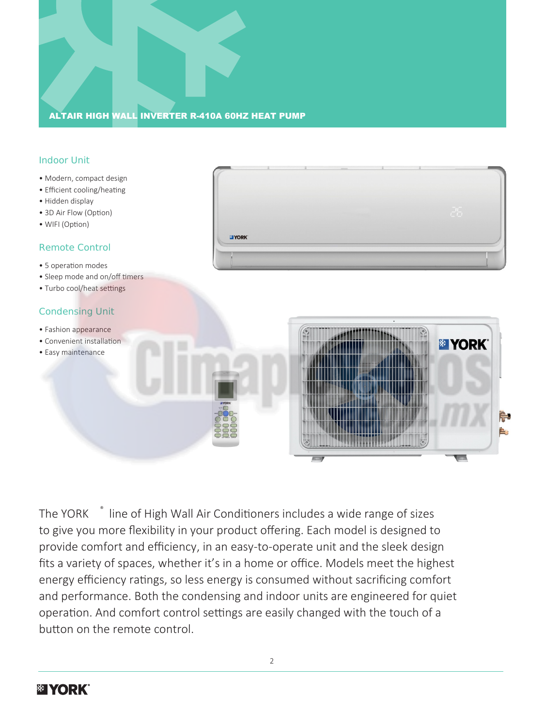# ALTAIR HIGH WALL INVERTER R-410A 60HZ HEAT PUMP

## Indoor Unit

- Modern, compact design
- Efficient cooling/heating
- Hidden display
- 3D Air Flow (Option)
- WIFI (Option)

## Remote Control

- 5 operation modes
- Sleep mode and on/off timers
- Turbo cool/heat settings

## Condensing Unit

- Fashion appearance
- Convenient installation
- Easy maintenance

The YORK® line of High Wall Air Conditioners includes a wide range of sizes to give you more flexibility in your product offering. Each model is designed to provide comfort and efficiency, in an easy-to-operate unit and the sleek design fits a variety of spaces, whether it's in a home or office. Models meet the highest energy efficiency ratings, so less energy is consumed without sacrificing comfort and performance. Both the condensing and indoor units are engineered for quiet operation. And comfort control settings are easily changed with the touch of a button on the remote control.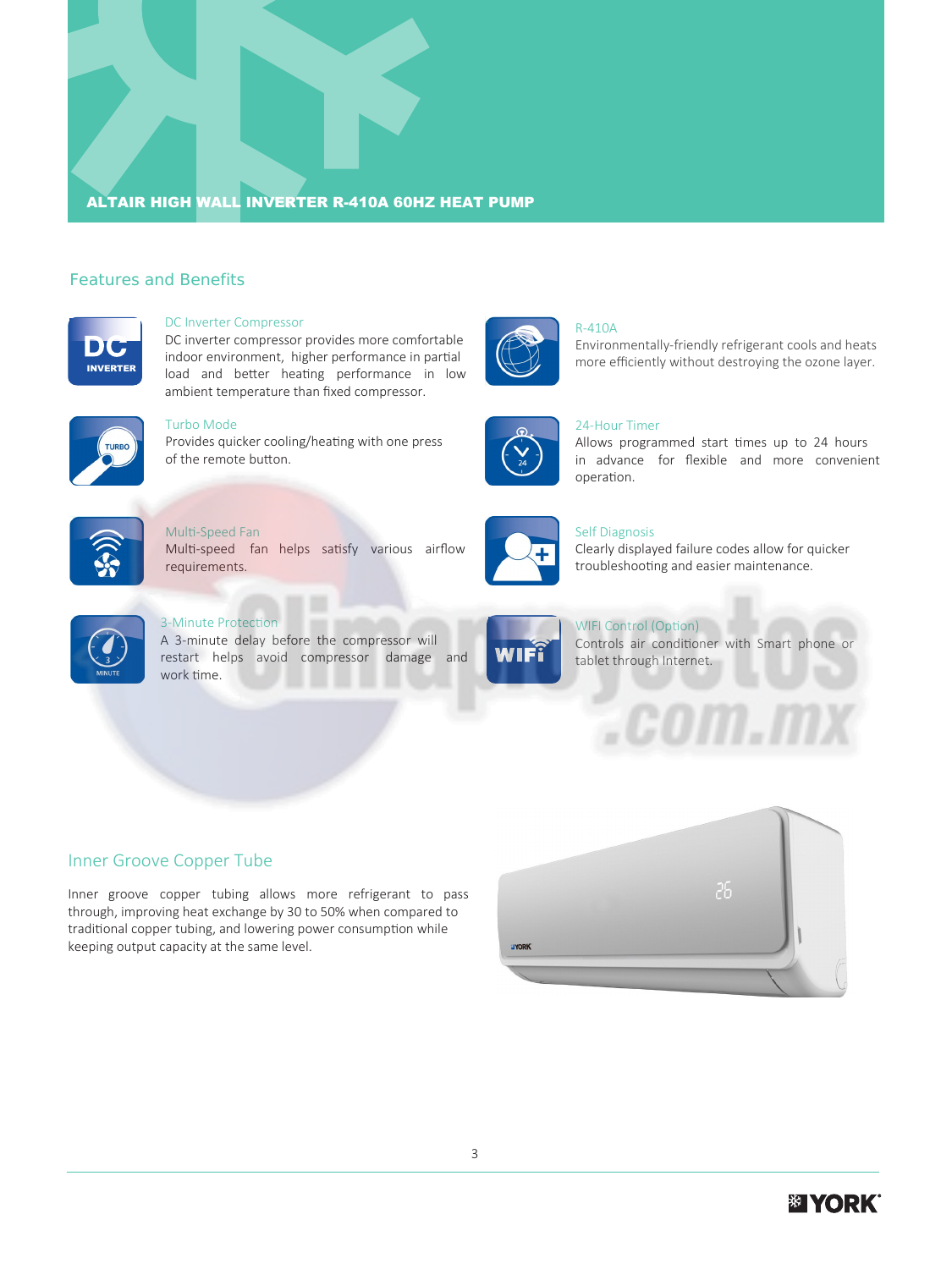## ALTAIR HIGH WALL INVERTER R-410A 60HZ HEAT PUMP

### Features and Benefits

**DC Inverter Compressor**
DC inverter compressor provides more comfortable indoor environment, higher performance in partial load and better heating performance in low ambient temperature than fixed compressor.

**R-410A**
Environmentally-friendly refrigerant cools and heats more efficiently without destroying the ozone layer.

**Turbo Mode**
Provides quicker cooling/heating with one press of the remote button.

**24-Hour Timer**
Allows programmed start times up to 24 hours in advance for flexible and more convenient operation.

**Multi-Speed Fan**
Multi-speed fan helps satisfy various airflow requirements.

**Self Diagnosis**
Clearly displayed failure codes allow for quicker troubleshooting and easier maintenance.

**3-Minute Protection**
A 3-minute delay before the compressor will restart helps avoid compressor damage and work time.

**WIFI Control (Option)**
Controls air conditioner with Smart phone or tablet through Internet.

### Inner Groove Copper Tube

Inner groove copper tubing allows more refrigerant to pass through, improving heat exchange by 30 to 50% when compared to traditional copper tubing, and lowering power consumption while keeping output capacity at the same level.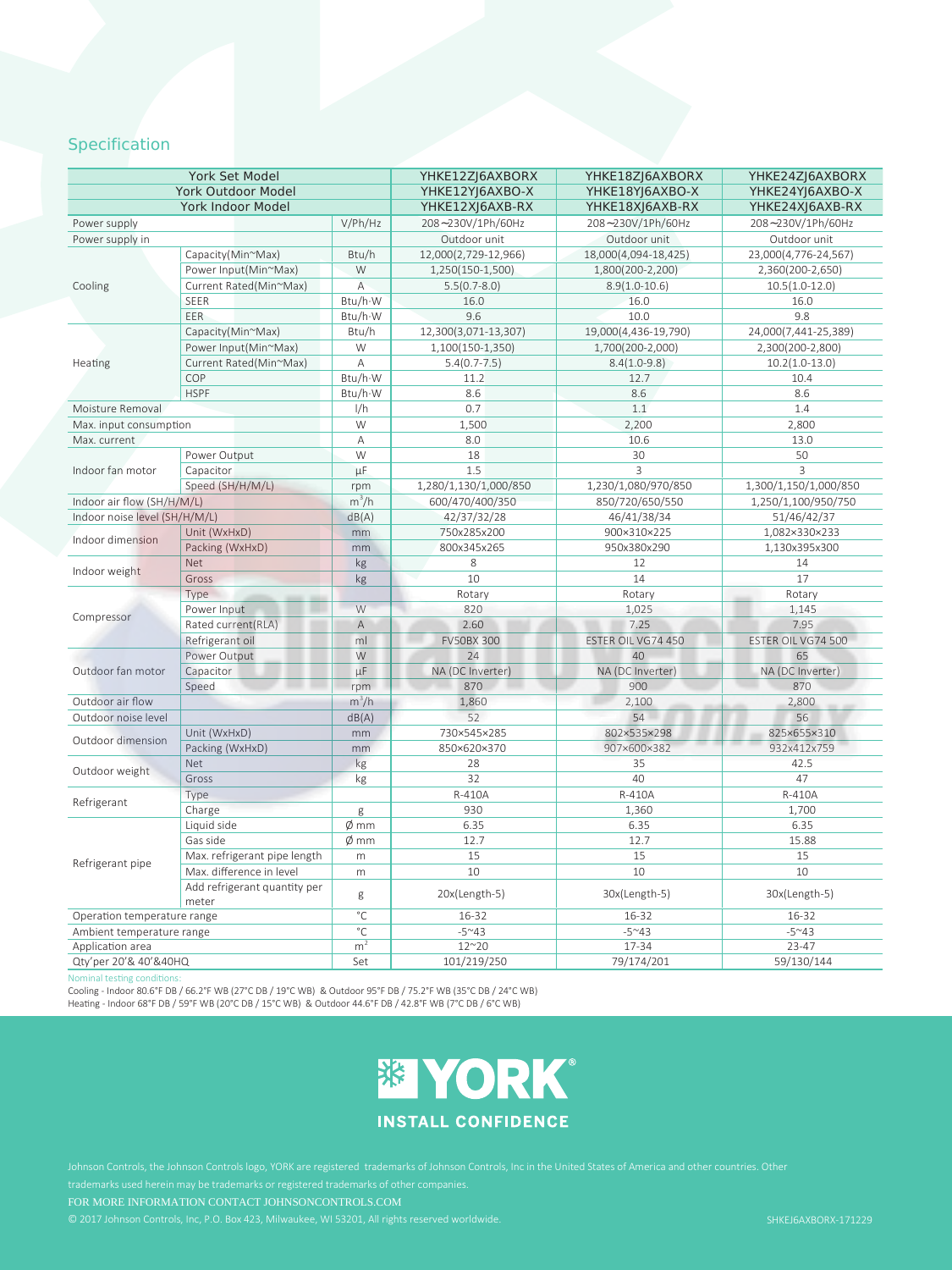## Specification

| York Set Model | | | YHKE12ZJ6AXBORX | YHKE18ZJ6AXBORX | YHKE24ZJ6AXBORX |
|---|---|---|---|---|---|
| York Outdoor Model | | | YHKE12YJ6AXBO-X | YHKE18YJ6AXBO-X | YHKE24YJ6AXBO-X |
| York Indoor Model | | | YHKE12XJ6AXB-RX | YHKE18XJ6AXB-RX | YHKE24XJ6AXB-RX |
| Power supply | | V/Ph/Hz | 208~230V/1Ph/60Hz | 208~230V/1Ph/60Hz | 208~230V/1Ph/60Hz |
| Power supply in | | | Outdoor unit | Outdoor unit | Outdoor unit |
| Cooling | Capacity(Min~Max) | Btu/h | 12,000(2,729-12,966) | 18,000(4,094-18,425) | 23,000(4,776-24,567) |
| | Power Input(Min~Max) | W | 1,250(150-1,500) | 1,800(200-2,200) | 2,360(200-2,650) |
| | Current Rated(Min~Max) | A | 5.5(0.7-8.0) | 8.9(1.0-10.6) | 10.5(1.0-12.0) |
| | SEER | Btu/h·W | 16.0 | 16.0 | 16.0 |
| | EER | Btu/h·W | 9.6 | 10.0 | 9.8 |
| Heating | Capacity(Min~Max) | Btu/h | 12,300(3,071-13,307) | 19,000(4,436-19,790) | 24,000(7,441-25,389) |
| | Power Input(Min~Max) | W | 1,100(150-1,350) | 1,700(200-2,000) | 2,300(200-2,800) |
| | Current Rated(Min~Max) | A | 5.4(0.7-7.5) | 8.4(1.0-9.8) | 10.2(1.0-13.0) |
| | COP | Btu/h·W | 11.2 | 12.7 | 10.4 |
| | HSPF | Btu/h·W | 8.6 | 8.6 | 8.6 |
| Moisture Removal | | l/h | 0.7 | 1.1 | 1.4 |
| Max. input consumption | | W | 1,500 | 2,200 | 2,800 |
| Max. current | | A | 8.0 | 10.6 | 13.0 |
| Indoor fan motor | Power Output | W | 18 | 30 | 50 |
| | Capacitor | μF | 1.5 | 3 | 3 |
| | Speed (SH/H/M/L) | rpm | 1,280/1,130/1,000/850 | 1,230/1,080/970/850 | 1,300/1,150/1,000/850 |
| Indoor air flow (SH/H/M/L) | | $m^3/h$ | 600/470/400/350 | 850/720/650/550 | 1,250/1,100/950/750 |
| Indoor noise level (SH/H/M/L) | | dB(A) | 42/37/32/28 | 46/41/38/34 | 51/46/42/37 |
| Indoor dimension | Unit (WxHxD) | mm | 750x285x200 | 900×310×225 | 1,082×330×233 |
| | Packing (WxHxD) | mm | 800x345x265 | 950x380x290 | 1,130x395x300 |
| Indoor weight | Net | kg | 8 | 12 | 14 |
| | Gross | kg | 10 | 14 | 17 |
| Compressor | Type | | Rotary | Rotary | Rotary |
| | Power Input | W | 820 | 1,025 | 1,145 |
| | Rated current(RLA) | A | 2.60 | 7.25 | 7.95 |
| | Refrigerant oil | ml | FV50BX 300 | ESTER OIL VG74 450 | ESTER OIL VG74 500 |
| Outdoor fan motor | Power Output | W | 24 | 40 | 65 |
| | Capacitor | μF | NA (DC Inverter) | NA (DC Inverter) | NA (DC Inverter) |
| | Speed | rpm | 870 | 900 | 870 |
| Outdoor air flow | | $m^3/h$ | 1,860 | 2,100 | 2,800 |
| Outdoor noise level | | dB(A) | 52 | 54 | 56 |
| Outdoor dimension | Unit (WxHxD) | mm | 730×545×285 | 802×535×298 | 825×655×310 |
| | Packing (WxHxD) | mm | 850×620×370 | 907×600×382 | 932x412x759 |
| Outdoor weight | Net | kg | 28 | 35 | 42.5 |
| | Gross | kg | 32 | 40 | 47 |
| Refrigerant | Type | | R-410A | R-410A | R-410A |
| | Charge | g | 930 | 1,360 | 1,700 |
| Refrigerant pipe | Liquid side | Ø mm | 6.35 | 6.35 | 6.35 |
| | Gas side | Ø mm | 12.7 | 12.7 | 15.88 |
| | Max. refrigerant pipe length | m | 15 | 15 | 15 |
| | Max. difference in level | m | 10 | 10 | 10 |
| | Add refrigerant quantity per meter | g | 20x(Length-5) | 30x(Length-5) | 30x(Length-5) |
| Operation temperature range | | °C | 16-32 | 16-32 | 16-32 |
| Ambient temperature range | | °C | -5~43 | -5~43 | -5~43 |
| Application area | | $m^2$ | 12~20 | 17-34 | 23-47 |
| Qty'per 20'& 40'&40HQ | | Set | 101/219/250 | 79/174/201 | 59/130/144 |

Nominal testing conditions:
Cooling - Indoor 80.6°F DB / 66.2°F WB (27°C DB / 19°C WB) & Outdoor 95°F DB / 75.2°F WB (35°C DB / 24°C WB)
Heating - Indoor 68°F DB / 59°F WB (20°C DB / 15°C WB) & Outdoor 44.6°F DB / 42.8°F WB (7°C DB / 6°C WB)

YORK®
INSTALL CONFIDENCE

Johnson Controls, the Johnson Controls logo, YORK are registered trademarks of Johnson Controls, Inc in the United States of America and other countries. Other trademarks used herein may be trademarks or registered trademarks of other companies.

FOR MORE INFORMATION CONTACT JOHNSONCONTROLS.COM

© 2017 Johnson Controls, Inc, P.O. Box 423, Milwaukee, WI 53201, All rights reserved worldwide.

SHKEJ6AXBORX-171229